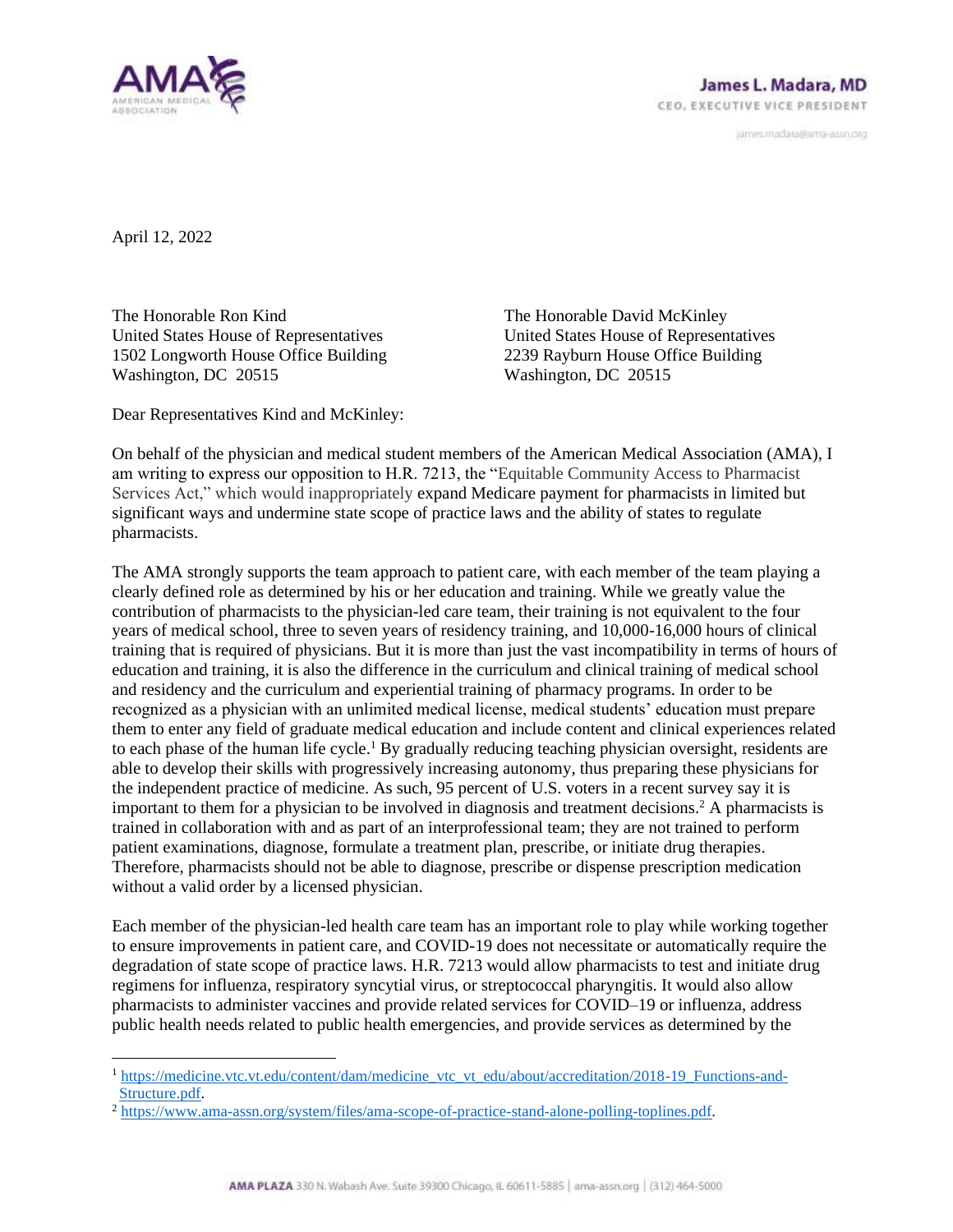**James L. Madara, MD**
CEO, EXECUTIVE VICE PRESIDENT
james.madara@ama-assn.org

April 12, 2022

The Honorable Ron Kind
United States House of Representatives
1502 Longworth House Office Building
Washington, DC 20515

The Honorable David McKinley
United States House of Representatives
2239 Rayburn House Office Building
Washington, DC 20515

Dear Representatives Kind and McKinley:

On behalf of the physician and medical student members of the American Medical Association (AMA), I am writing to express our opposition to H.R. 7213, the "Equitable Community Access to Pharmacist Services Act," which would inappropriately expand Medicare payment for pharmacists in limited but significant ways and undermine state scope of practice laws and the ability of states to regulate pharmacists.

The AMA strongly supports the team approach to patient care, with each member of the team playing a clearly defined role as determined by his or her education and training. While we greatly value the contribution of pharmacists to the physician-led care team, their training is not equivalent to the four years of medical school, three to seven years of residency training, and 10,000-16,000 hours of clinical training that is required of physicians. But it is more than just the vast incompatibility in terms of hours of education and training, it is also the difference in the curriculum and clinical training of medical school and residency and the curriculum and experiential training of pharmacy programs. In order to be recognized as a physician with an unlimited medical license, medical students' education must prepare them to enter any field of graduate medical education and include content and clinical experiences related to each phase of the human life cycle.[1] By gradually reducing teaching physician oversight, residents are able to develop their skills with progressively increasing autonomy, thus preparing these physicians for the independent practice of medicine. As such, 95 percent of U.S. voters in a recent survey say it is important to them for a physician to be involved in diagnosis and treatment decisions.[2] A pharmacists is trained in collaboration with and as part of an interprofessional team; they are not trained to perform patient examinations, diagnose, formulate a treatment plan, prescribe, or initiate drug therapies. Therefore, pharmacists should not be able to diagnose, prescribe or dispense prescription medication without a valid order by a licensed physician.

Each member of the physician-led health care team has an important role to play while working together to ensure improvements in patient care, and COVID-19 does not necessitate or automatically require the degradation of state scope of practice laws. H.R. 7213 would allow pharmacists to test and initiate drug regimens for influenza, respiratory syncytial virus, or streptococcal pharyngitis. It would also allow pharmacists to administer vaccines and provide related services for COVID–19 or influenza, address public health needs related to public health emergencies, and provide services as determined by the

[1] https://medicine.vtc.vt.edu/content/dam/medicine_vtc_vt_edu/about/accreditation/2018-19_Functions-and-Structure.pdf.

[2] https://www.ama-assn.org/system/files/ama-scope-of-practice-stand-alone-polling-toplines.pdf.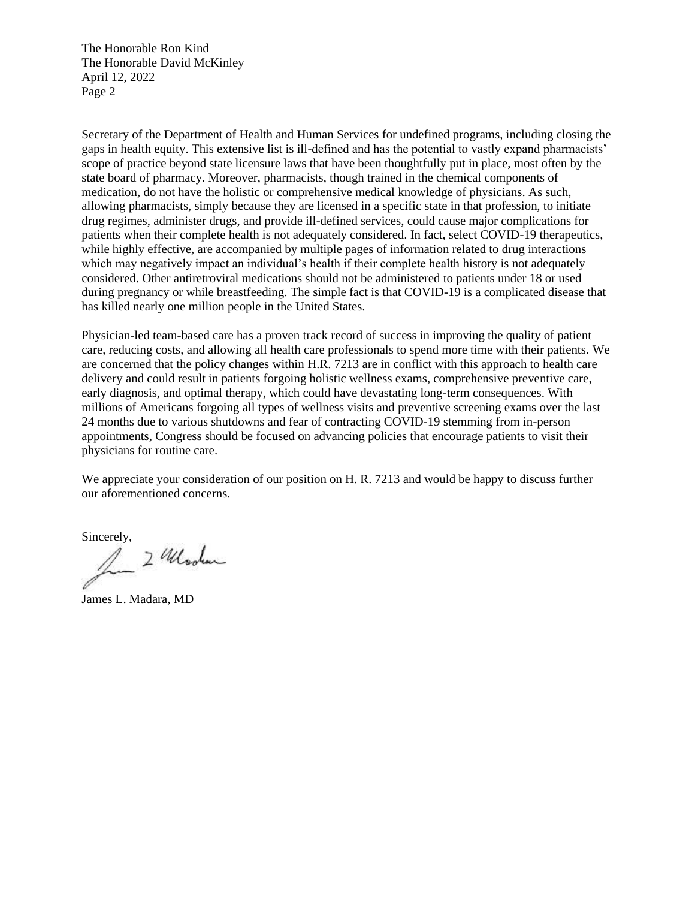Secretary of the Department of Health and Human Services for undefined programs, including closing the gaps in health equity. This extensive list is ill-defined and has the potential to vastly expand pharmacists' scope of practice beyond state licensure laws that have been thoughtfully put in place, most often by the state board of pharmacy. Moreover, pharmacists, though trained in the chemical components of medication, do not have the holistic or comprehensive medical knowledge of physicians. As such, allowing pharmacists, simply because they are licensed in a specific state in that profession, to initiate drug regimes, administer drugs, and provide ill-defined services, could cause major complications for patients when their complete health is not adequately considered. In fact, select COVID-19 therapeutics, while highly effective, are accompanied by multiple pages of information related to drug interactions which may negatively impact an individual's health if their complete health history is not adequately considered. Other antiretroviral medications should not be administered to patients under 18 or used during pregnancy or while breastfeeding. The simple fact is that COVID-19 is a complicated disease that has killed nearly one million people in the United States.

Physician-led team-based care has a proven track record of success in improving the quality of patient care, reducing costs, and allowing all health care professionals to spend more time with their patients. We are concerned that the policy changes within H.R. 7213 are in conflict with this approach to health care delivery and could result in patients forgoing holistic wellness exams, comprehensive preventive care, early diagnosis, and optimal therapy, which could have devastating long-term consequences. With millions of Americans forgoing all types of wellness visits and preventive screening exams over the last 24 months due to various shutdowns and fear of contracting COVID-19 stemming from in-person appointments, Congress should be focused on advancing policies that encourage patients to visit their physicians for routine care.

We appreciate your consideration of our position on H. R. 7213 and would be happy to discuss further our aforementioned concerns.

Sincerely,

James L. Madara, MD